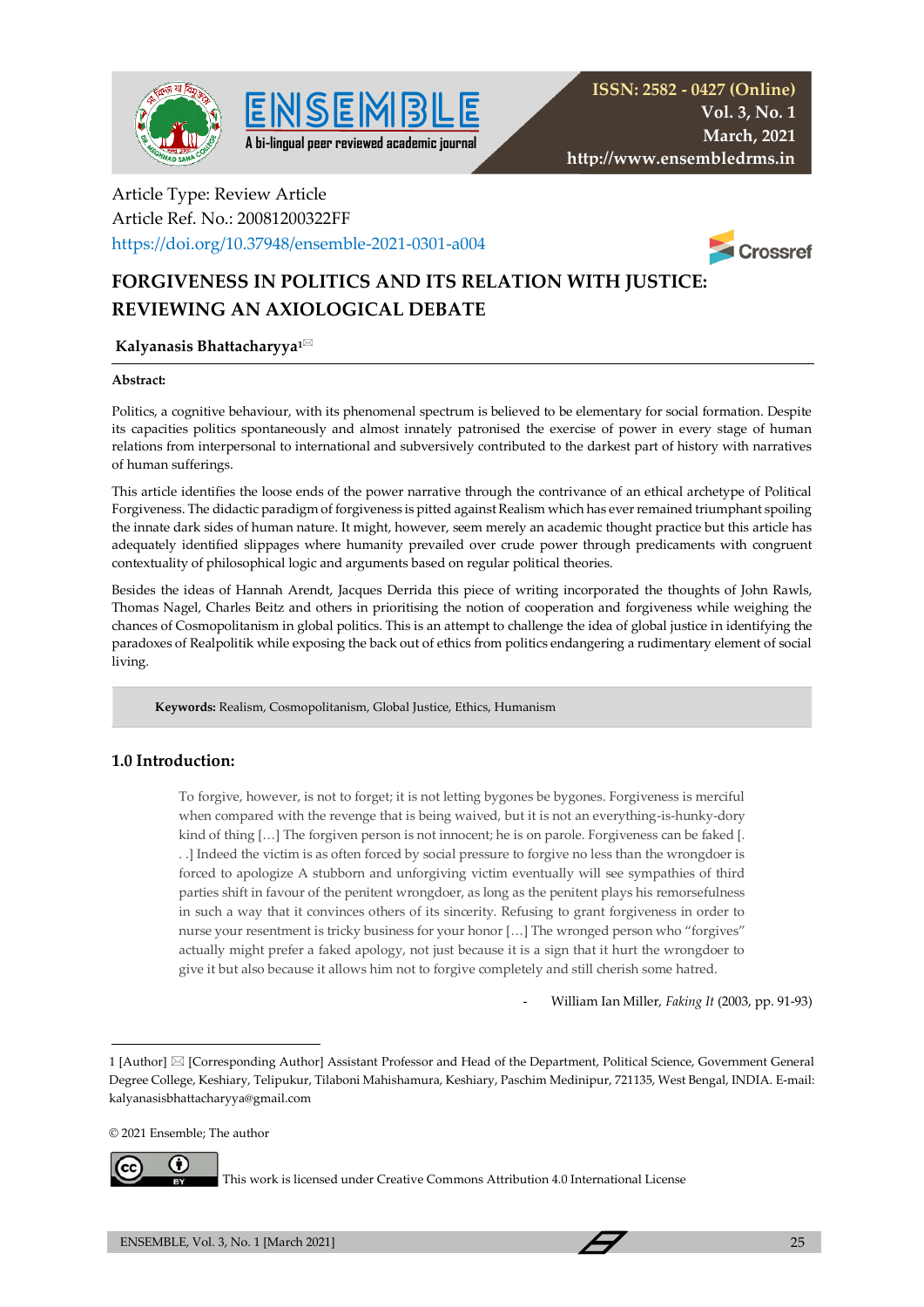ISSN: 2582 - 0427 (Online)
Vol. 3, No. 1
March, 2021
http://www.ensembledrms.in

Article Type: Review Article
Article Ref. No.: 20081200322FF
https://doi.org/10.37948/ensemble-2021-0301-a004

# FORGIVENESS IN POLITICS AND ITS RELATION WITH JUSTICE: REVIEWING AN AXIOLOGICAL DEBATE

**Kalyanasis Bhattacharyya**[1]

**Abstract:**

Politics, a cognitive behaviour, with its phenomenal spectrum is believed to be elementary for social formation. Despite its capacities politics spontaneously and almost innately patronised the exercise of power in every stage of human relations from interpersonal to international and subversively contributed to the darkest part of history with narratives of human sufferings.

This article identifies the loose ends of the power narrative through the contrivance of an ethical archetype of Political Forgiveness. The didactic paradigm of forgiveness is pitted against Realism which has ever remained triumphant spoiling the innate dark sides of human nature. It might, however, seem merely an academic thought practice but this article has adequately identified slippages where humanity prevailed over crude power through predicaments with congruent contextuality of philosophical logic and arguments based on regular political theories.

Besides the ideas of Hannah Arendt, Jacques Derrida this piece of writing incorporated the thoughts of John Rawls, Thomas Nagel, Charles Beitz and others in prioritising the notion of cooperation and forgiveness while weighing the chances of Cosmopolitanism in global politics. This is an attempt to challenge the idea of global justice in identifying the paradoxes of Realpolitik while exposing the back out of ethics from politics endangering a rudimentary element of social living.

**Keywords:** Realism, Cosmopolitanism, Global Justice, Ethics, Humanism

## 1.0 Introduction:

> To forgive, however, is not to forget; it is not letting bygones be bygones. Forgiveness is merciful when compared with the revenge that is being waived, but it is not an everything-is-hunky-dory kind of thing […] The forgiven person is not innocent; he is on parole. Forgiveness can be faked [. . .] Indeed the victim is as often forced by social pressure to forgive no less than the wrongdoer is forced to apologize A stubborn and unforgiving victim eventually will see sympathies of third parties shift in favour of the penitent wrongdoer, as long as the penitent plays his remorsefulness in such a way that it convinces others of its sincerity. Refusing to grant forgiveness in order to nurse your resentment is tricky business for your honor […] The wronged person who "forgives" actually might prefer a faked apology, not just because it is a sign that it hurt the wrongdoer to give it but also because it allows him not to forgive completely and still cherish some hatred.
>
> \- William Ian Miller, *Faking It* (2003, pp. 91-93)

---

1 [Author] ✉ [Corresponding Author] Assistant Professor and Head of the Department, Political Science, Government General Degree College, Keshiary, Telipukur, Tilaboni Mahishamura, Keshiary, Paschim Medinipur, 721135, West Bengal, INDIA. E-mail: kalyanasisbhattacharyya@gmail.com

© 2021 Ensemble; The author

This work is licensed under Creative Commons Attribution 4.0 International License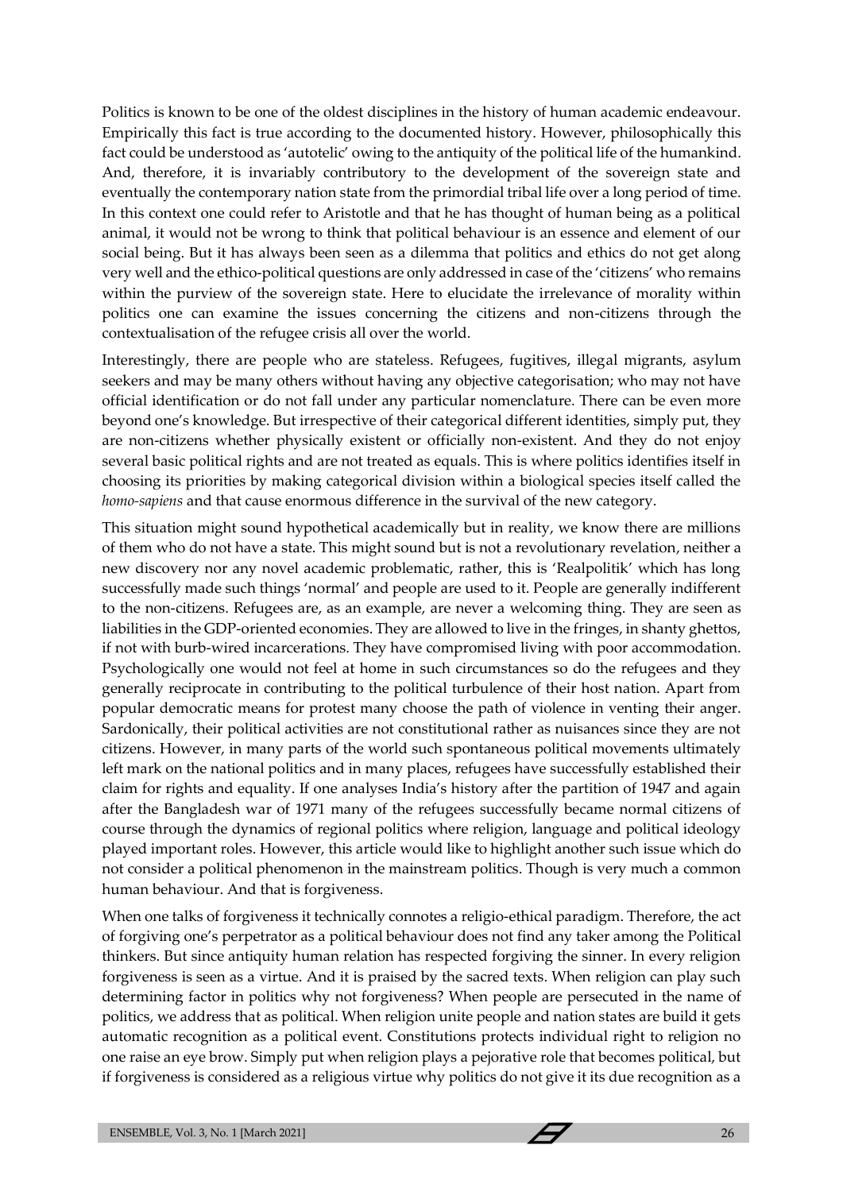Politics is known to be one of the oldest disciplines in the history of human academic endeavour. Empirically this fact is true according to the documented history. However, philosophically this fact could be understood as 'autotelic' owing to the antiquity of the political life of the humankind. And, therefore, it is invariably contributory to the development of the sovereign state and eventually the contemporary nation state from the primordial tribal life over a long period of time. In this context one could refer to Aristotle and that he has thought of human being as a political animal, it would not be wrong to think that political behaviour is an essence and element of our social being. But it has always been seen as a dilemma that politics and ethics do not get along very well and the ethico-political questions are only addressed in case of the 'citizens' who remains within the purview of the sovereign state. Here to elucidate the irrelevance of morality within politics one can examine the issues concerning the citizens and non-citizens through the contextualisation of the refugee crisis all over the world.

Interestingly, there are people who are stateless. Refugees, fugitives, illegal migrants, asylum seekers and may be many others without having any objective categorisation; who may not have official identification or do not fall under any particular nomenclature. There can be even more beyond one's knowledge. But irrespective of their categorical different identities, simply put, they are non-citizens whether physically existent or officially non-existent. And they do not enjoy several basic political rights and are not treated as equals. This is where politics identifies itself in choosing its priorities by making categorical division within a biological species itself called the *homo-sapiens* and that cause enormous difference in the survival of the new category.

This situation might sound hypothetical academically but in reality, we know there are millions of them who do not have a state. This might sound but is not a revolutionary revelation, neither a new discovery nor any novel academic problematic, rather, this is 'Realpolitik' which has long successfully made such things 'normal' and people are used to it. People are generally indifferent to the non-citizens. Refugees are, as an example, are never a welcoming thing. They are seen as liabilities in the GDP-oriented economies. They are allowed to live in the fringes, in shanty ghettos, if not with burb-wired incarcerations. They have compromised living with poor accommodation. Psychologically one would not feel at home in such circumstances so do the refugees and they generally reciprocate in contributing to the political turbulence of their host nation. Apart from popular democratic means for protest many choose the path of violence in venting their anger. Sardonically, their political activities are not constitutional rather as nuisances since they are not citizens. However, in many parts of the world such spontaneous political movements ultimately left mark on the national politics and in many places, refugees have successfully established their claim for rights and equality. If one analyses India's history after the partition of 1947 and again after the Bangladesh war of 1971 many of the refugees successfully became normal citizens of course through the dynamics of regional politics where religion, language and political ideology played important roles. However, this article would like to highlight another such issue which do not consider a political phenomenon in the mainstream politics. Though is very much a common human behaviour. And that is forgiveness.

When one talks of forgiveness it technically connotes a religio-ethical paradigm. Therefore, the act of forgiving one's perpetrator as a political behaviour does not find any taker among the Political thinkers. But since antiquity human relation has respected forgiving the sinner. In every religion forgiveness is seen as a virtue. And it is praised by the sacred texts. When religion can play such determining factor in politics why not forgiveness? When people are persecuted in the name of politics, we address that as political. When religion unite people and nation states are build it gets automatic recognition as a political event. Constitutions protects individual right to religion no one raise an eye brow. Simply put when religion plays a pejorative role that becomes political, but if forgiveness is considered as a religious virtue why politics do not give it its due recognition as a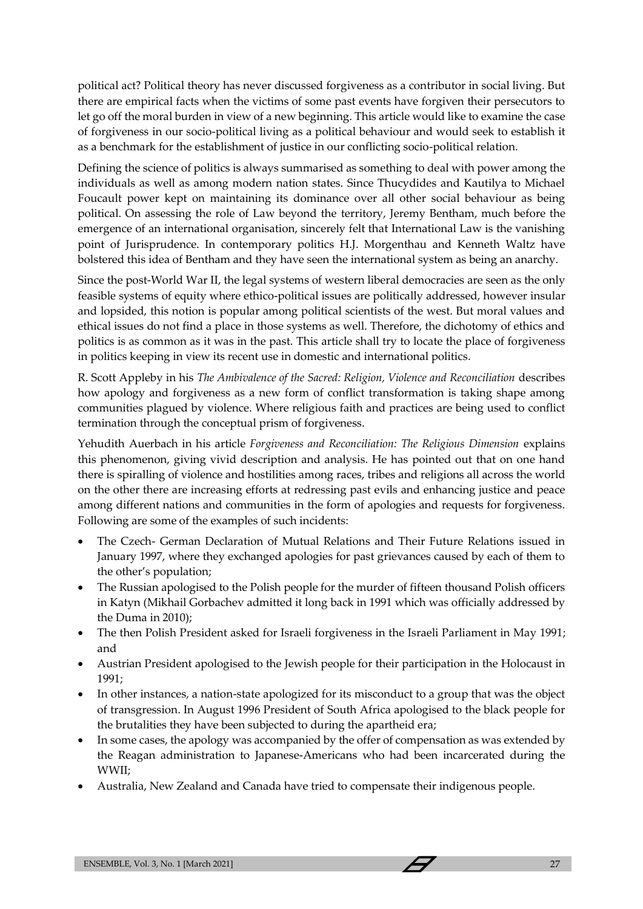political act? Political theory has never discussed forgiveness as a contributor in social living. But there are empirical facts when the victims of some past events have forgiven their persecutors to let go off the moral burden in view of a new beginning. This article would like to examine the case of forgiveness in our socio-political living as a political behaviour and would seek to establish it as a benchmark for the establishment of justice in our conflicting socio-political relation.

Defining the science of politics is always summarised as something to deal with power among the individuals as well as among modern nation states. Since Thucydides and Kautilya to Michael Foucault power kept on maintaining its dominance over all other social behaviour as being political. On assessing the role of Law beyond the territory, Jeremy Bentham, much before the emergence of an international organisation, sincerely felt that International Law is the vanishing point of Jurisprudence. In contemporary politics H.J. Morgenthau and Kenneth Waltz have bolstered this idea of Bentham and they have seen the international system as being an anarchy.

Since the post-World War II, the legal systems of western liberal democracies are seen as the only feasible systems of equity where ethico-political issues are politically addressed, however insular and lopsided, this notion is popular among political scientists of the west. But moral values and ethical issues do not find a place in those systems as well. Therefore, the dichotomy of ethics and politics is as common as it was in the past. This article shall try to locate the place of forgiveness in politics keeping in view its recent use in domestic and international politics.

R. Scott Appleby in his *The Ambivalence of the Sacred: Religion, Violence and Reconciliation* describes how apology and forgiveness as a new form of conflict transformation is taking shape among communities plagued by violence. Where religious faith and practices are being used to conflict termination through the conceptual prism of forgiveness.

Yehudith Auerbach in his article *Forgiveness and Reconciliation: The Religious Dimension* explains this phenomenon, giving vivid description and analysis. He has pointed out that on one hand there is spiralling of violence and hostilities among races, tribes and religions all across the world on the other there are increasing efforts at redressing past evils and enhancing justice and peace among different nations and communities in the form of apologies and requests for forgiveness. Following are some of the examples of such incidents:

- The Czech- German Declaration of Mutual Relations and Their Future Relations issued in January 1997, where they exchanged apologies for past grievances caused by each of them to the other's population;
- The Russian apologised to the Polish people for the murder of fifteen thousand Polish officers in Katyn (Mikhail Gorbachev admitted it long back in 1991 which was officially addressed by the Duma in 2010);
- The then Polish President asked for Israeli forgiveness in the Israeli Parliament in May 1991; and
- Austrian President apologised to the Jewish people for their participation in the Holocaust in 1991;
- In other instances, a nation-state apologized for its misconduct to a group that was the object of transgression. In August 1996 President of South Africa apologised to the black people for the brutalities they have been subjected to during the apartheid era;
- In some cases, the apology was accompanied by the offer of compensation as was extended by the Reagan administration to Japanese-Americans who had been incarcerated during the WWII;
- Australia, New Zealand and Canada have tried to compensate their indigenous people.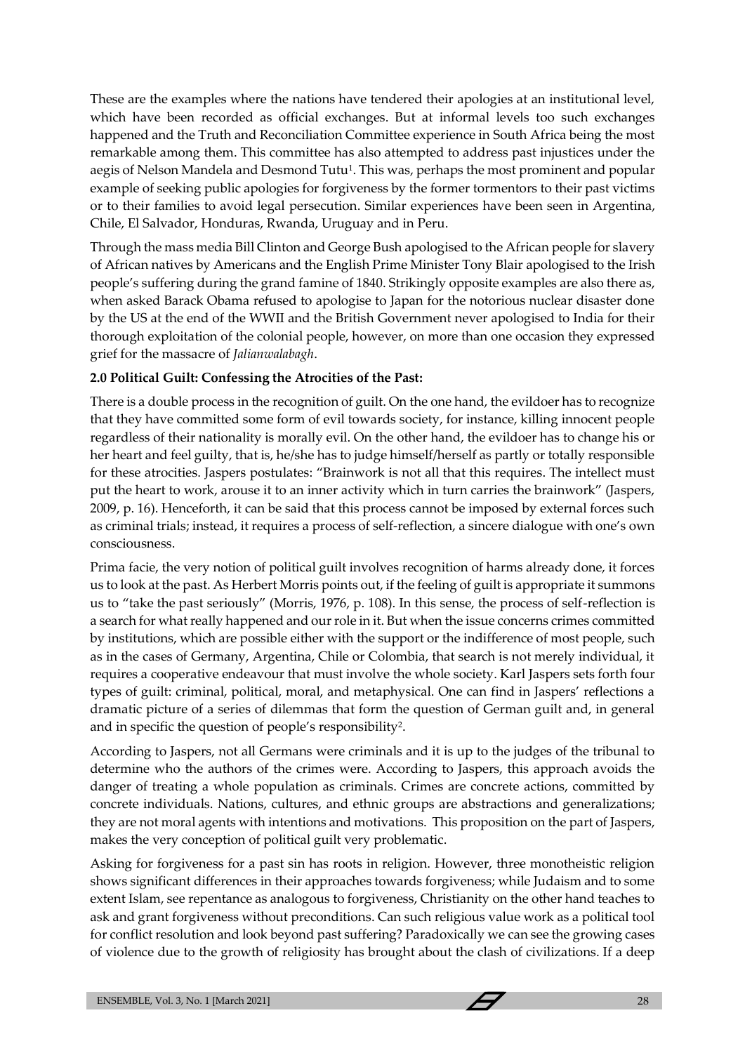These are the examples where the nations have tendered their apologies at an institutional level, which have been recorded as official exchanges. But at informal levels too such exchanges happened and the Truth and Reconciliation Committee experience in South Africa being the most remarkable among them. This committee has also attempted to address past injustices under the aegis of Nelson Mandela and Desmond Tutu[1]. This was, perhaps the most prominent and popular example of seeking public apologies for forgiveness by the former tormentors to their past victims or to their families to avoid legal persecution. Similar experiences have been seen in Argentina, Chile, El Salvador, Honduras, Rwanda, Uruguay and in Peru.

Through the mass media Bill Clinton and George Bush apologised to the African people for slavery of African natives by Americans and the English Prime Minister Tony Blair apologised to the Irish people's suffering during the grand famine of 1840. Strikingly opposite examples are also there as, when asked Barack Obama refused to apologise to Japan for the notorious nuclear disaster done by the US at the end of the WWII and the British Government never apologised to India for their thorough exploitation of the colonial people, however, on more than one occasion they expressed grief for the massacre of *Jalianwalabagh*.

**2.0 Political Guilt: Confessing the Atrocities of the Past:**

There is a double process in the recognition of guilt. On the one hand, the evildoer has to recognize that they have committed some form of evil towards society, for instance, killing innocent people regardless of their nationality is morally evil. On the other hand, the evildoer has to change his or her heart and feel guilty, that is, he/she has to judge himself/herself as partly or totally responsible for these atrocities. Jaspers postulates: "Brainwork is not all that this requires. The intellect must put the heart to work, arouse it to an inner activity which in turn carries the brainwork" (Jaspers, 2009, p. 16). Henceforth, it can be said that this process cannot be imposed by external forces such as criminal trials; instead, it requires a process of self-reflection, a sincere dialogue with one's own consciousness.

Prima facie, the very notion of political guilt involves recognition of harms already done, it forces us to look at the past. As Herbert Morris points out, if the feeling of guilt is appropriate it summons us to "take the past seriously" (Morris, 1976, p. 108). In this sense, the process of self-reflection is a search for what really happened and our role in it. But when the issue concerns crimes committed by institutions, which are possible either with the support or the indifference of most people, such as in the cases of Germany, Argentina, Chile or Colombia, that search is not merely individual, it requires a cooperative endeavour that must involve the whole society. Karl Jaspers sets forth four types of guilt: criminal, political, moral, and metaphysical. One can find in Jaspers' reflections a dramatic picture of a series of dilemmas that form the question of German guilt and, in general and in specific the question of people's responsibility[2].

According to Jaspers, not all Germans were criminals and it is up to the judges of the tribunal to determine who the authors of the crimes were. According to Jaspers, this approach avoids the danger of treating a whole population as criminals. Crimes are concrete actions, committed by concrete individuals. Nations, cultures, and ethnic groups are abstractions and generalizations; they are not moral agents with intentions and motivations. This proposition on the part of Jaspers, makes the very conception of political guilt very problematic.

Asking for forgiveness for a past sin has roots in religion. However, three monotheistic religion shows significant differences in their approaches towards forgiveness; while Judaism and to some extent Islam, see repentance as analogous to forgiveness, Christianity on the other hand teaches to ask and grant forgiveness without preconditions. Can such religious value work as a political tool for conflict resolution and look beyond past suffering? Paradoxically we can see the growing cases of violence due to the growth of religiosity has brought about the clash of civilizations. If a deep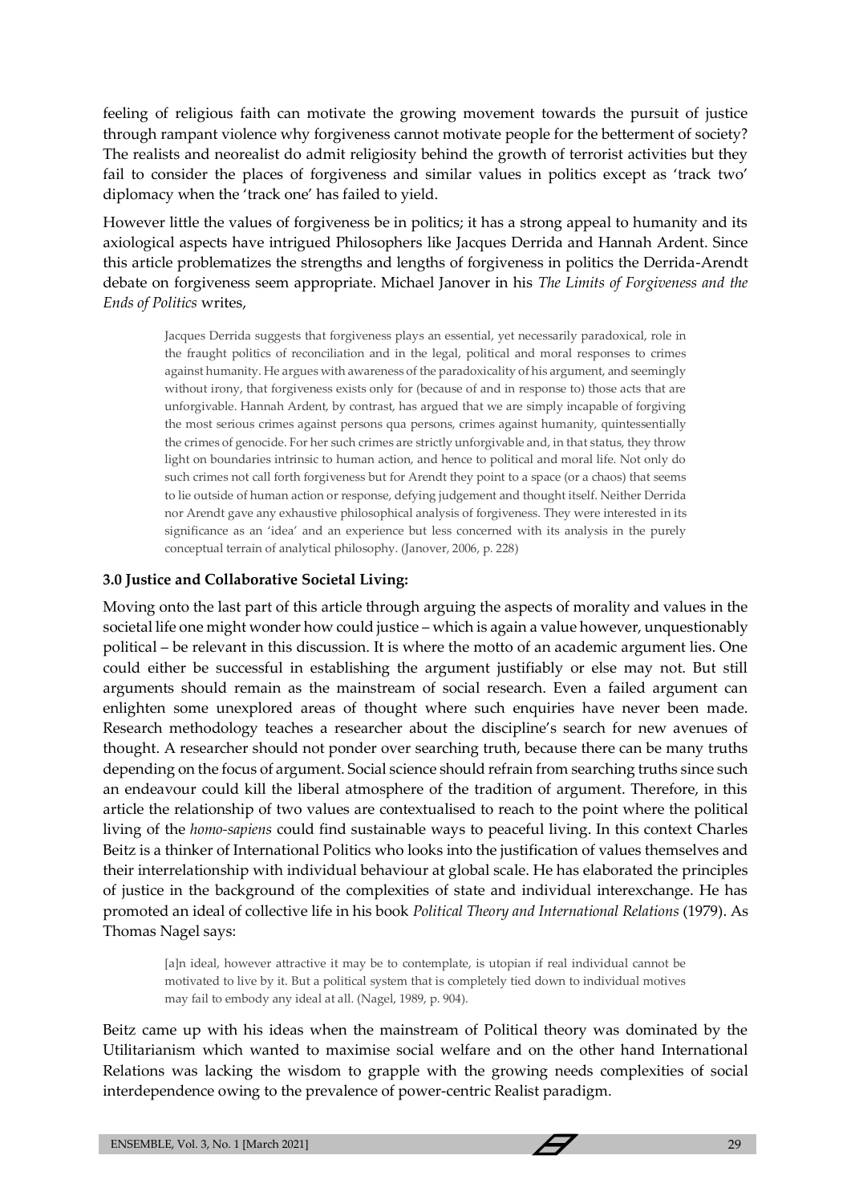feeling of religious faith can motivate the growing movement towards the pursuit of justice through rampant violence why forgiveness cannot motivate people for the betterment of society? The realists and neorealist do admit religiosity behind the growth of terrorist activities but they fail to consider the places of forgiveness and similar values in politics except as 'track two' diplomacy when the 'track one' has failed to yield.

However little the values of forgiveness be in politics; it has a strong appeal to humanity and its axiological aspects have intrigued Philosophers like Jacques Derrida and Hannah Ardent. Since this article problematizes the strengths and lengths of forgiveness in politics the Derrida-Arendt debate on forgiveness seem appropriate. Michael Janover in his *The Limits of Forgiveness and the Ends of Politics* writes,

> Jacques Derrida suggests that forgiveness plays an essential, yet necessarily paradoxical, role in the fraught politics of reconciliation and in the legal, political and moral responses to crimes against humanity. He argues with awareness of the paradoxicality of his argument, and seemingly without irony, that forgiveness exists only for (because of and in response to) those acts that are unforgivable. Hannah Ardent, by contrast, has argued that we are simply incapable of forgiving the most serious crimes against persons qua persons, crimes against humanity, quintessentially the crimes of genocide. For her such crimes are strictly unforgivable and, in that status, they throw light on boundaries intrinsic to human action, and hence to political and moral life. Not only do such crimes not call forth forgiveness but for Arendt they point to a space (or a chaos) that seems to lie outside of human action or response, defying judgement and thought itself. Neither Derrida nor Arendt gave any exhaustive philosophical analysis of forgiveness. They were interested in its significance as an 'idea' and an experience but less concerned with its analysis in the purely conceptual terrain of analytical philosophy. (Janover, 2006, p. 228)

### 3.0 Justice and Collaborative Societal Living:

Moving onto the last part of this article through arguing the aspects of morality and values in the societal life one might wonder how could justice – which is again a value however, unquestionably political – be relevant in this discussion. It is where the motto of an academic argument lies. One could either be successful in establishing the argument justifiably or else may not. But still arguments should remain as the mainstream of social research. Even a failed argument can enlighten some unexplored areas of thought where such enquiries have never been made. Research methodology teaches a researcher about the discipline's search for new avenues of thought. A researcher should not ponder over searching truth, because there can be many truths depending on the focus of argument. Social science should refrain from searching truths since such an endeavour could kill the liberal atmosphere of the tradition of argument. Therefore, in this article the relationship of two values are contextualised to reach to the point where the political living of the *homo-sapiens* could find sustainable ways to peaceful living. In this context Charles Beitz is a thinker of International Politics who looks into the justification of values themselves and their interrelationship with individual behaviour at global scale. He has elaborated the principles of justice in the background of the complexities of state and individual interexchange. He has promoted an ideal of collective life in his book *Political Theory and International Relations* (1979). As Thomas Nagel says:

> [a]n ideal, however attractive it may be to contemplate, is utopian if real individual cannot be motivated to live by it. But a political system that is completely tied down to individual motives may fail to embody any ideal at all. (Nagel, 1989, p. 904).

Beitz came up with his ideas when the mainstream of Political theory was dominated by the Utilitarianism which wanted to maximise social welfare and on the other hand International Relations was lacking the wisdom to grapple with the growing needs complexities of social interdependence owing to the prevalence of power-centric Realist paradigm.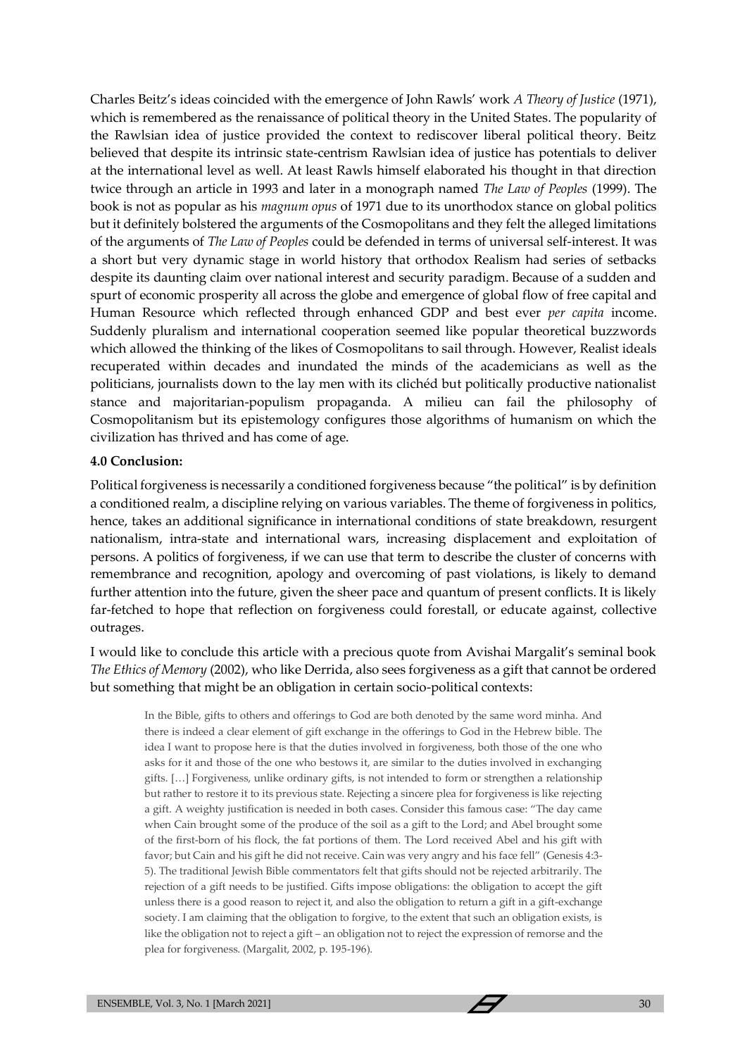Charles Beitz's ideas coincided with the emergence of John Rawls' work *A Theory of Justice* (1971), which is remembered as the renaissance of political theory in the United States. The popularity of the Rawlsian idea of justice provided the context to rediscover liberal political theory. Beitz believed that despite its intrinsic state-centrism Rawlsian idea of justice has potentials to deliver at the international level as well. At least Rawls himself elaborated his thought in that direction twice through an article in 1993 and later in a monograph named *The Law of Peoples* (1999). The book is not as popular as his *magnum opus* of 1971 due to its unorthodox stance on global politics but it definitely bolstered the arguments of the Cosmopolitans and they felt the alleged limitations of the arguments of *The Law of Peoples* could be defended in terms of universal self-interest. It was a short but very dynamic stage in world history that orthodox Realism had series of setbacks despite its daunting claim over national interest and security paradigm. Because of a sudden and spurt of economic prosperity all across the globe and emergence of global flow of free capital and Human Resource which reflected through enhanced GDP and best ever *per capita* income. Suddenly pluralism and international cooperation seemed like popular theoretical buzzwords which allowed the thinking of the likes of Cosmopolitans to sail through. However, Realist ideals recuperated within decades and inundated the minds of the academicians as well as the politicians, journalists down to the lay men with its clichéd but politically productive nationalist stance and majoritarian-populism propaganda. A milieu can fail the philosophy of Cosmopolitanism but its epistemology configures those algorithms of humanism on which the civilization has thrived and has come of age.

### 4.0 Conclusion:

Political forgiveness is necessarily a conditioned forgiveness because "the political" is by definition a conditioned realm, a discipline relying on various variables. The theme of forgiveness in politics, hence, takes an additional significance in international conditions of state breakdown, resurgent nationalism, intra-state and international wars, increasing displacement and exploitation of persons. A politics of forgiveness, if we can use that term to describe the cluster of concerns with remembrance and recognition, apology and overcoming of past violations, is likely to demand further attention into the future, given the sheer pace and quantum of present conflicts. It is likely far-fetched to hope that reflection on forgiveness could forestall, or educate against, collective outrages.

I would like to conclude this article with a precious quote from Avishai Margalit's seminal book *The Ethics of Memory* (2002), who like Derrida, also sees forgiveness as a gift that cannot be ordered but something that might be an obligation in certain socio-political contexts:

> In the Bible, gifts to others and offerings to God are both denoted by the same word minha. And there is indeed a clear element of gift exchange in the offerings to God in the Hebrew bible. The idea I want to propose here is that the duties involved in forgiveness, both those of the one who asks for it and those of the one who bestows it, are similar to the duties involved in exchanging gifts. […] Forgiveness, unlike ordinary gifts, is not intended to form or strengthen a relationship but rather to restore it to its previous state. Rejecting a sincere plea for forgiveness is like rejecting a gift. A weighty justification is needed in both cases. Consider this famous case: "The day came when Cain brought some of the produce of the soil as a gift to the Lord; and Abel brought some of the first-born of his flock, the fat portions of them. The Lord received Abel and his gift with favor; but Cain and his gift he did not receive. Cain was very angry and his face fell" (Genesis 4:3-5). The traditional Jewish Bible commentators felt that gifts should not be rejected arbitrarily. The rejection of a gift needs to be justified. Gifts impose obligations: the obligation to accept the gift unless there is a good reason to reject it, and also the obligation to return a gift in a gift-exchange society. I am claiming that the obligation to forgive, to the extent that such an obligation exists, is like the obligation not to reject a gift – an obligation not to reject the expression of remorse and the plea for forgiveness. (Margalit, 2002, p. 195-196).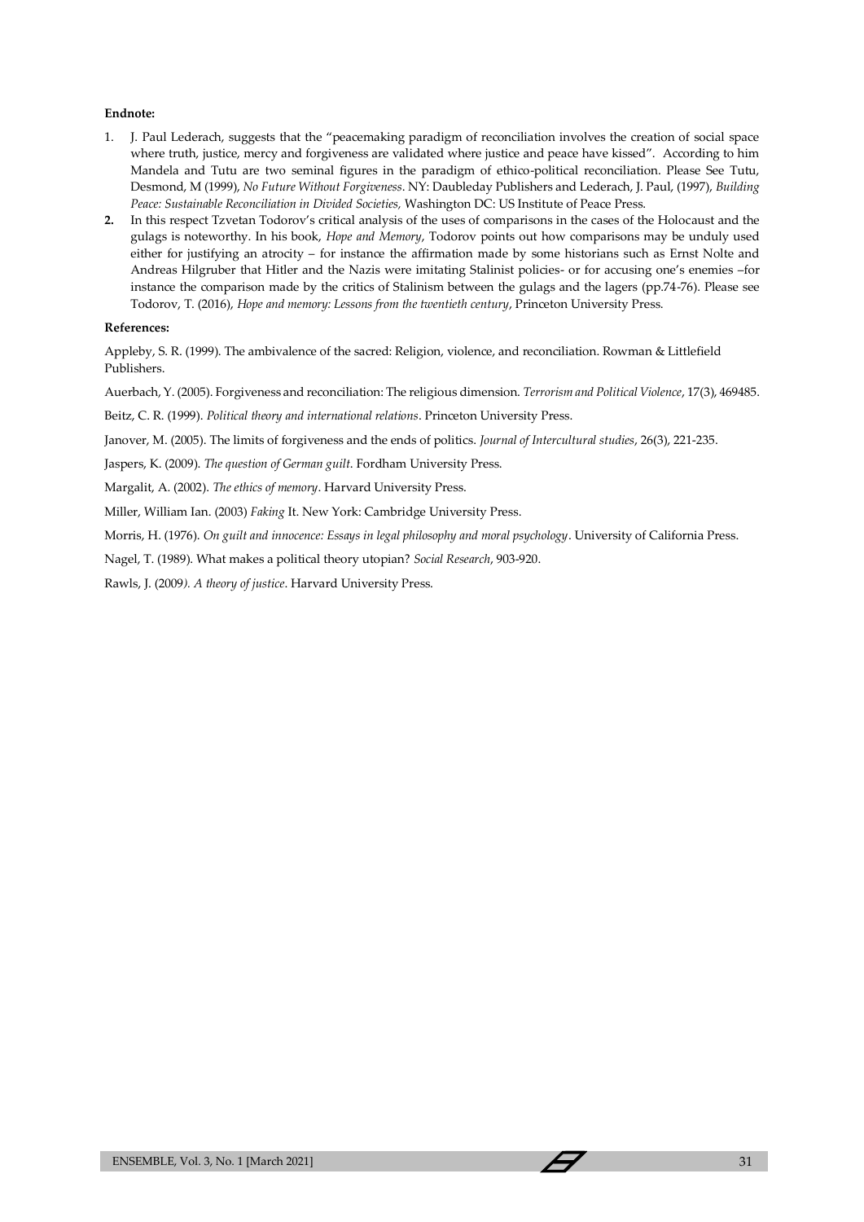**Endnote:**

1. J. Paul Lederach, suggests that the "peacemaking paradigm of reconciliation involves the creation of social space where truth, justice, mercy and forgiveness are validated where justice and peace have kissed". According to him Mandela and Tutu are two seminal figures in the paradigm of ethico-political reconciliation. Please See Tutu, Desmond, M (1999), *No Future Without Forgiveness*. NY: Daubleday Publishers and Lederach, J. Paul, (1997), *Building Peace: Sustainable Reconciliation in Divided Societies,* Washington DC: US Institute of Peace Press.
2. In this respect Tzvetan Todorov's critical analysis of the uses of comparisons in the cases of the Holocaust and the gulags is noteworthy. In his book, *Hope and Memory*, Todorov points out how comparisons may be unduly used either for justifying an atrocity – for instance the affirmation made by some historians such as Ernst Nolte and Andreas Hilgruber that Hitler and the Nazis were imitating Stalinist policies- or for accusing one's enemies –for instance the comparison made by the critics of Stalinism between the gulags and the lagers (pp.74-76). Please see Todorov, T. (2016), *Hope and memory: Lessons from the twentieth century*, Princeton University Press.

**References:**

Appleby, S. R. (1999). The ambivalence of the sacred: Religion, violence, and reconciliation. Rowman & Littlefield Publishers.

Auerbach, Y. (2005). Forgiveness and reconciliation: The religious dimension. *Terrorism and Political Violence*, 17(3), 469485.

Beitz, C. R. (1999). *Political theory and international relations*. Princeton University Press.

Janover, M. (2005). The limits of forgiveness and the ends of politics. *Journal of Intercultural studies*, 26(3), 221-235.

Jaspers, K. (2009). *The question of German guilt*. Fordham University Press.

Margalit, A. (2002). *The ethics of memory*. Harvard University Press.

Miller, William Ian. (2003) *Faking* It. New York: Cambridge University Press.

Morris, H. (1976). *On guilt and innocence: Essays in legal philosophy and moral psychology*. University of California Press.

Nagel, T. (1989). What makes a political theory utopian? *Social Research*, 903-920.

Rawls, J. (2009*). A theory of justice*. Harvard University Press.